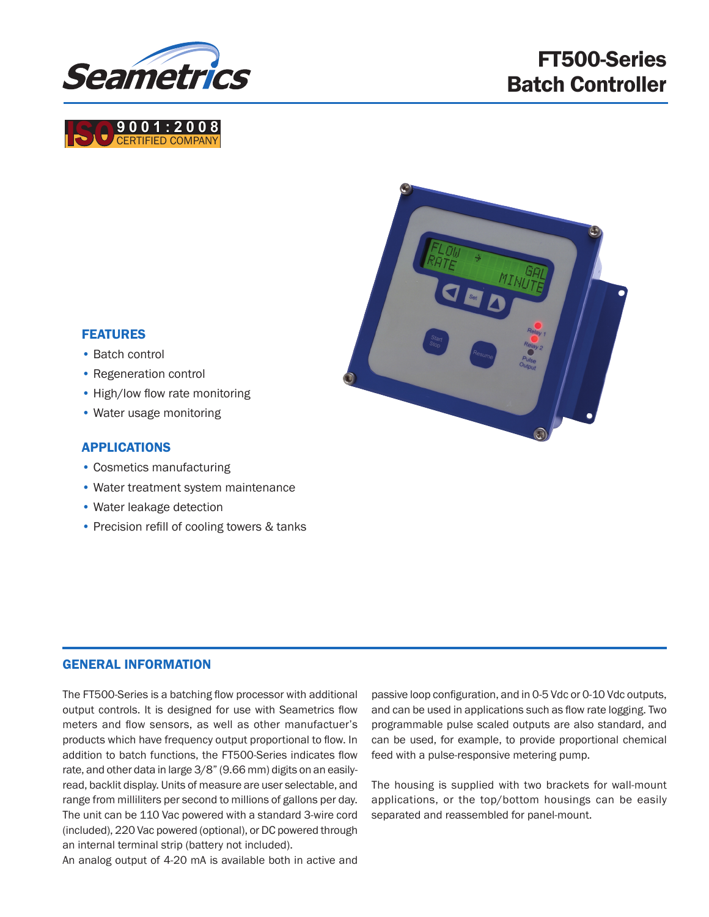# FT500-Series Batch Controller

ISO 9001:2008 CERTIFIED COMPANY

## FEATURES

- Batch control
- Regeneration control
- High/low flow rate monitoring
- Water usage monitoring

## APPLICATIONS

- Cosmetics manufacturing
- Water treatment system maintenance
- Water leakage detection
- Precision refill of cooling towers & tanks

## GENERAL INFORMATION

The FT500-Series is a batching flow processor with additional output controls. It is designed for use with Seametrics flow meters and flow sensors, as well as other manufactuer's products which have frequency output proportional to flow. In addition to batch functions, the FT500-Series indicates flow rate, and other data in large 3/8" (9.66 mm) digits on an easily-read, backlit display. Units of measure are user selectable, and range from milliliters per second to millions of gallons per day. The unit can be 110 Vac powered with a standard 3-wire cord (included), 220 Vac powered (optional), or DC powered through an internal terminal strip (battery not included).

An analog output of 4-20 mA is available both in active and passive loop configuration, and in 0-5 Vdc or 0-10 Vdc outputs, and can be used in applications such as flow rate logging. Two programmable pulse scaled outputs are also standard, and can be used, for example, to provide proportional chemical feed with a pulse-responsive metering pump.

The housing is supplied with two brackets for wall-mount applications, or the top/bottom housings can be easily separated and reassembled for panel-mount.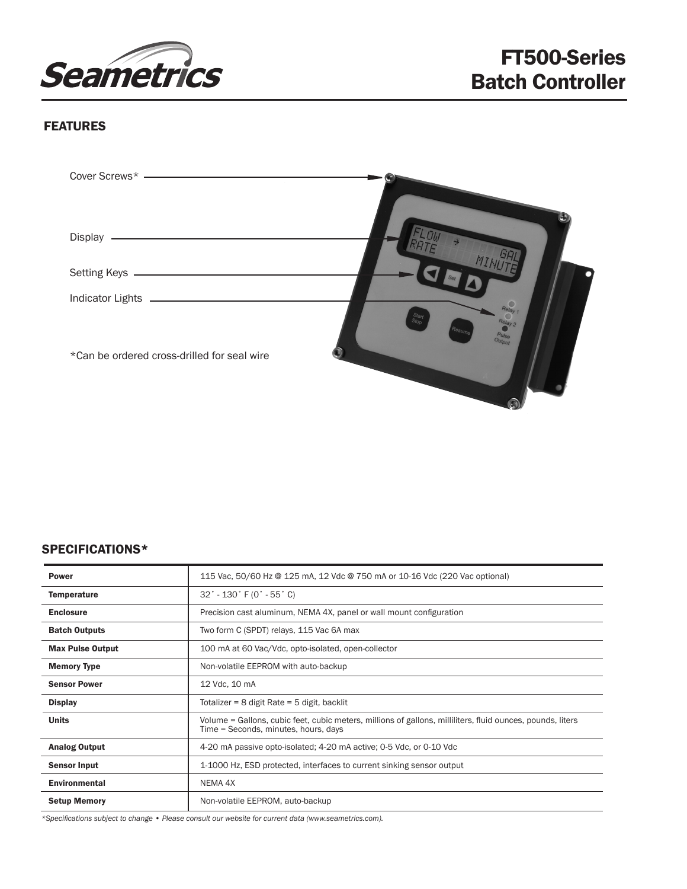# FT500-Series Batch Controller

## FEATURES

Cover Screws*

Display

Setting Keys

Indicator Lights

*Can be ordered cross-drilled for seal wire

## SPECIFICATIONS*

| | |
|---|---|
| **Power** | 115 Vac, 50/60 Hz @ 125 mA, 12 Vdc @ 750 mA or 10-16 Vdc (220 Vac optional) |
| **Temperature** | 32˚ - 130˚ F (0˚ - 55˚ C) |
| **Enclosure** | Precision cast aluminum, NEMA 4X, panel or wall mount configuration |
| **Batch Outputs** | Two form C (SPDT) relays, 115 Vac 6A max |
| **Max Pulse Output** | 100 mA at 60 Vac/Vdc, opto-isolated, open-collector |
| **Memory Type** | Non-volatile EEPROM with auto-backup |
| **Sensor Power** | 12 Vdc, 10 mA |
| **Display** | Totalizer = 8 digit Rate = 5 digit, backlit |
| **Units** | Volume = Gallons, cubic feet, cubic meters, millions of gallons, milliliters, fluid ounces, pounds, liters<br>Time = Seconds, minutes, hours, days |
| **Analog Output** | 4-20 mA passive opto-isolated; 4-20 mA active; 0-5 Vdc, or 0-10 Vdc |
| **Sensor Input** | 1-1000 Hz, ESD protected, interfaces to current sinking sensor output |
| **Environmental** | NEMA 4X |
| **Setup Memory** | Non-volatile EEPROM, auto-backup |

*\*Specifications subject to change • Please consult our website for current data (www.seametrics.com).*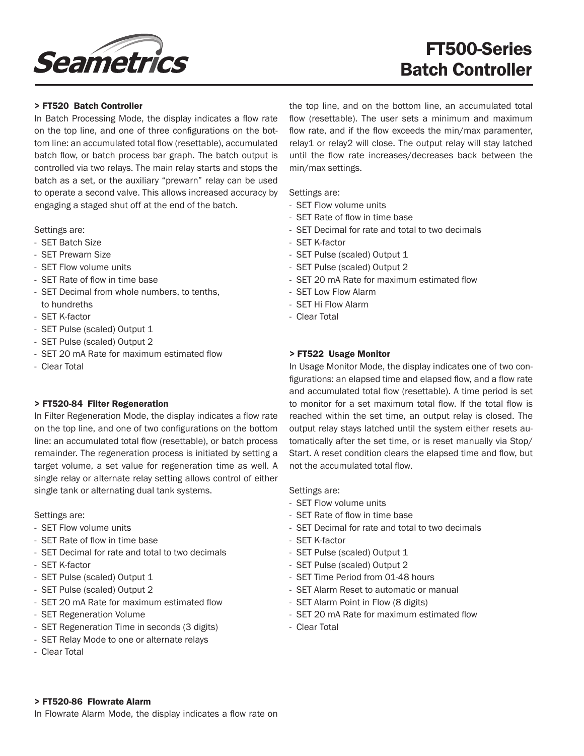# FT500-Series Batch Controller

### > FT520 Batch Controller

In Batch Processing Mode, the display indicates a flow rate on the top line, and one of three configurations on the bottom line: an accumulated total flow (resettable), accumulated batch flow, or batch process bar graph. The batch output is controlled via two relays. The main relay starts and stops the batch as a set, or the auxiliary "prewarn" relay can be used to operate a second valve. This allows increased accuracy by engaging a staged shut off at the end of the batch.

Settings are:

- SET Batch Size
- SET Prewarn Size
- SET Flow volume units
- SET Rate of flow in time base
- SET Decimal from whole numbers, to tenths, to hundreths
- SET K-factor
- SET Pulse (scaled) Output 1
- SET Pulse (scaled) Output 2
- SET 20 mA Rate for maximum estimated flow
- Clear Total

### > FT520-84 Filter Regeneration

In Filter Regeneration Mode, the display indicates a flow rate on the top line, and one of two configurations on the bottom line: an accumulated total flow (resettable), or batch process remainder. The regeneration process is initiated by setting a target volume, a set value for regeneration time as well. A single relay or alternate relay setting allows control of either single tank or alternating dual tank systems.

Settings are:

- SET Flow volume units
- SET Rate of flow in time base
- SET Decimal for rate and total to two decimals
- SET K-factor
- SET Pulse (scaled) Output 1
- SET Pulse (scaled) Output 2
- SET 20 mA Rate for maximum estimated flow
- SET Regeneration Volume
- SET Regeneration Time in seconds (3 digits)
- SET Relay Mode to one or alternate relays
- Clear Total

### > FT520-86 Flowrate Alarm

In Flowrate Alarm Mode, the display indicates a flow rate on the top line, and on the bottom line, an accumulated total flow (resettable). The user sets a minimum and maximum flow rate, and if the flow exceeds the min/max paramenter, relay1 or relay2 will close. The output relay will stay latched until the flow rate increases/decreases back between the min/max settings.

Settings are:

- SET Flow volume units
- SET Rate of flow in time base
- SET Decimal for rate and total to two decimals
- SET K-factor
- SET Pulse (scaled) Output 1
- SET Pulse (scaled) Output 2
- SET 20 mA Rate for maximum estimated flow
- SET Low Flow Alarm
- SET Hi Flow Alarm
- Clear Total

### > FT522 Usage Monitor

In Usage Monitor Mode, the display indicates one of two configurations: an elapsed time and elapsed flow, and a flow rate and accumulated total flow (resettable). A time period is set to monitor for a set maximum total flow. If the total flow is reached within the set time, an output relay is closed. The output relay stays latched until the system either resets automatically after the set time, or is reset manually via Stop/Start. A reset condition clears the elapsed time and flow, but not the accumulated total flow.

Settings are:

- SET Flow volume units
- SET Rate of flow in time base
- SET Decimal for rate and total to two decimals
- SET K-factor
- SET Pulse (scaled) Output 1
- SET Pulse (scaled) Output 2
- SET Time Period from 01-48 hours
- SET Alarm Reset to automatic or manual
- SET Alarm Point in Flow (8 digits)
- SET 20 mA Rate for maximum estimated flow
- Clear Total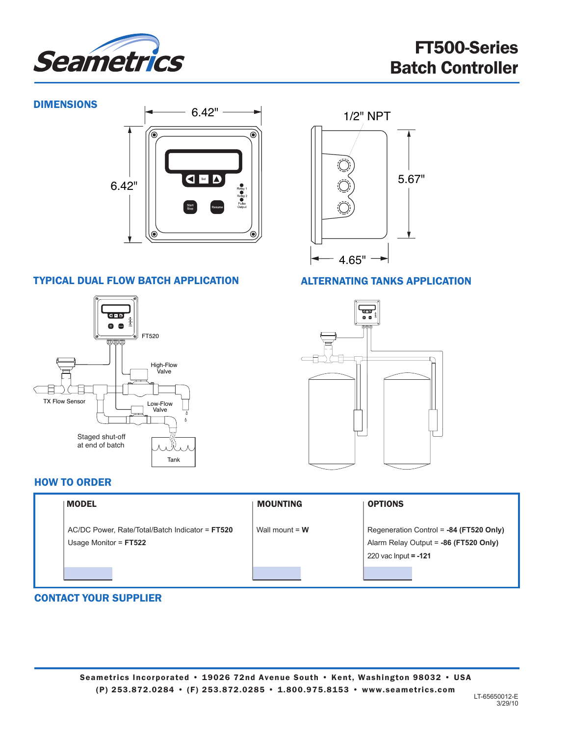# FT500-Series Batch Controller

## DIMENSIONS

6.42"

6.42"

Set

Relay 1

Relay 2

Pulse Output

Start Stop

Resume

1/2" NPT

5.67"

4.65"

## TYPICAL DUAL FLOW BATCH APPLICATION

FT520

High-Flow Valve

TX Flow Sensor

Low-Flow Valve

Staged shut-off at end of batch

Tank

## ALTERNATING TANKS APPLICATION

## HOW TO ORDER

| MODEL | MOUNTING | OPTIONS |
|---|---|---|
| AC/DC Power, Rate/Total/Batch Indicator = **FT520** | Wall mount = **W** | Regeneration Control = **-84 (FT520 Only)** |
| Usage Monitor = **FT522** | | Alarm Relay Output = **-86 (FT520 Only)** |
| | | 220 vac Input **= -121** |

## CONTACT YOUR SUPPLIER

**Seametrics Incorporated • 19026 72nd Avenue South • Kent, Washington 98032 • USA**
**(P) 253.872.0284 • (F) 253.872.0285 • 1.800.975.8153 • www.seametrics.com**

LT-65650012-E
3/29/10